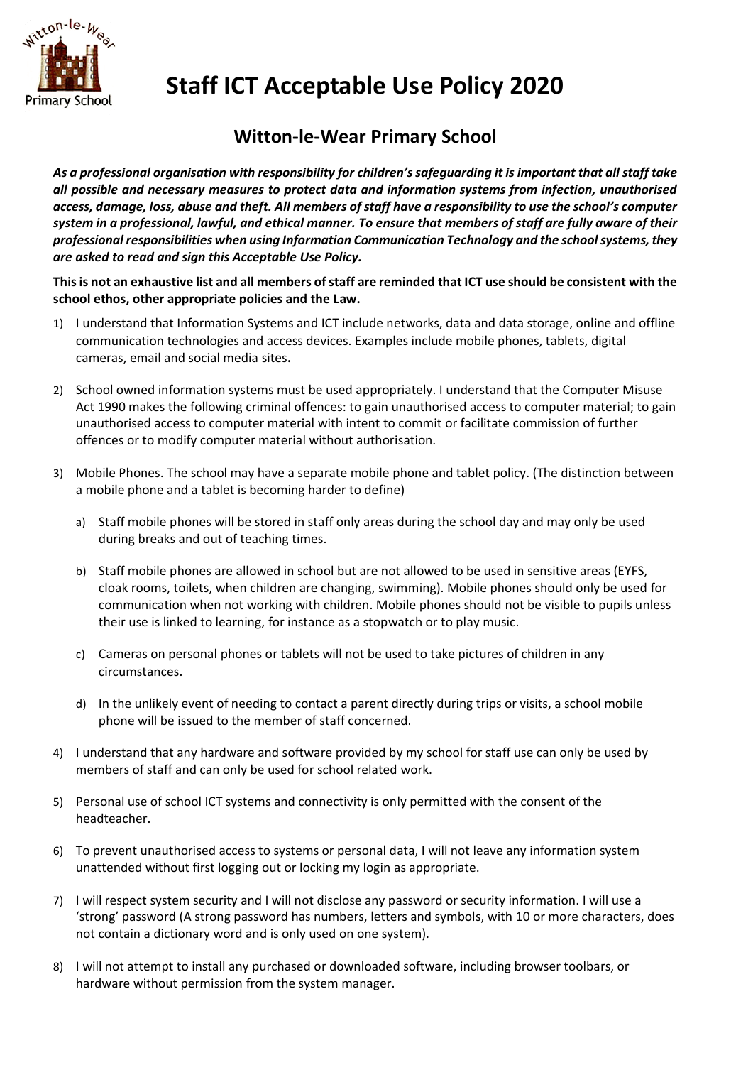# Staff ICT Acceptable Use Policy 2020

## Witton-le-Wear Primary School

***As a professional organisation with responsibility for children's safeguarding it is important that all staff take all possible and necessary measures to protect data and information systems from infection, unauthorised access, damage, loss, abuse and theft. All members of staff have a responsibility to use the school's computer system in a professional, lawful, and ethical manner. To ensure that members of staff are fully aware of their professional responsibilities when using Information Communication Technology and the school systems, they are asked to read and sign this Acceptable Use Policy.***

**This is not an exhaustive list and all members of staff are reminded that ICT use should be consistent with the school ethos, other appropriate policies and the Law.**

1) I understand that Information Systems and ICT include networks, data and data storage, online and offline communication technologies and access devices. Examples include mobile phones, tablets, digital cameras, email and social media sites**.**

2) School owned information systems must be used appropriately. I understand that the Computer Misuse Act 1990 makes the following criminal offences: to gain unauthorised access to computer material; to gain unauthorised access to computer material with intent to commit or facilitate commission of further offences or to modify computer material without authorisation.

3) Mobile Phones. The school may have a separate mobile phone and tablet policy. (The distinction between a mobile phone and a tablet is becoming harder to define)

   a) Staff mobile phones will be stored in staff only areas during the school day and may only be used during breaks and out of teaching times.

   b) Staff mobile phones are allowed in school but are not allowed to be used in sensitive areas (EYFS, cloak rooms, toilets, when children are changing, swimming). Mobile phones should only be used for communication when not working with children. Mobile phones should not be visible to pupils unless their use is linked to learning, for instance as a stopwatch or to play music.

   c) Cameras on personal phones or tablets will not be used to take pictures of children in any circumstances.

   d) In the unlikely event of needing to contact a parent directly during trips or visits, a school mobile phone will be issued to the member of staff concerned.

4) I understand that any hardware and software provided by my school for staff use can only be used by members of staff and can only be used for school related work.

5) Personal use of school ICT systems and connectivity is only permitted with the consent of the headteacher.

6) To prevent unauthorised access to systems or personal data, I will not leave any information system unattended without first logging out or locking my login as appropriate.

7) I will respect system security and I will not disclose any password or security information. I will use a 'strong' password (A strong password has numbers, letters and symbols, with 10 or more characters, does not contain a dictionary word and is only used on one system).

8) I will not attempt to install any purchased or downloaded software, including browser toolbars, or hardware without permission from the system manager.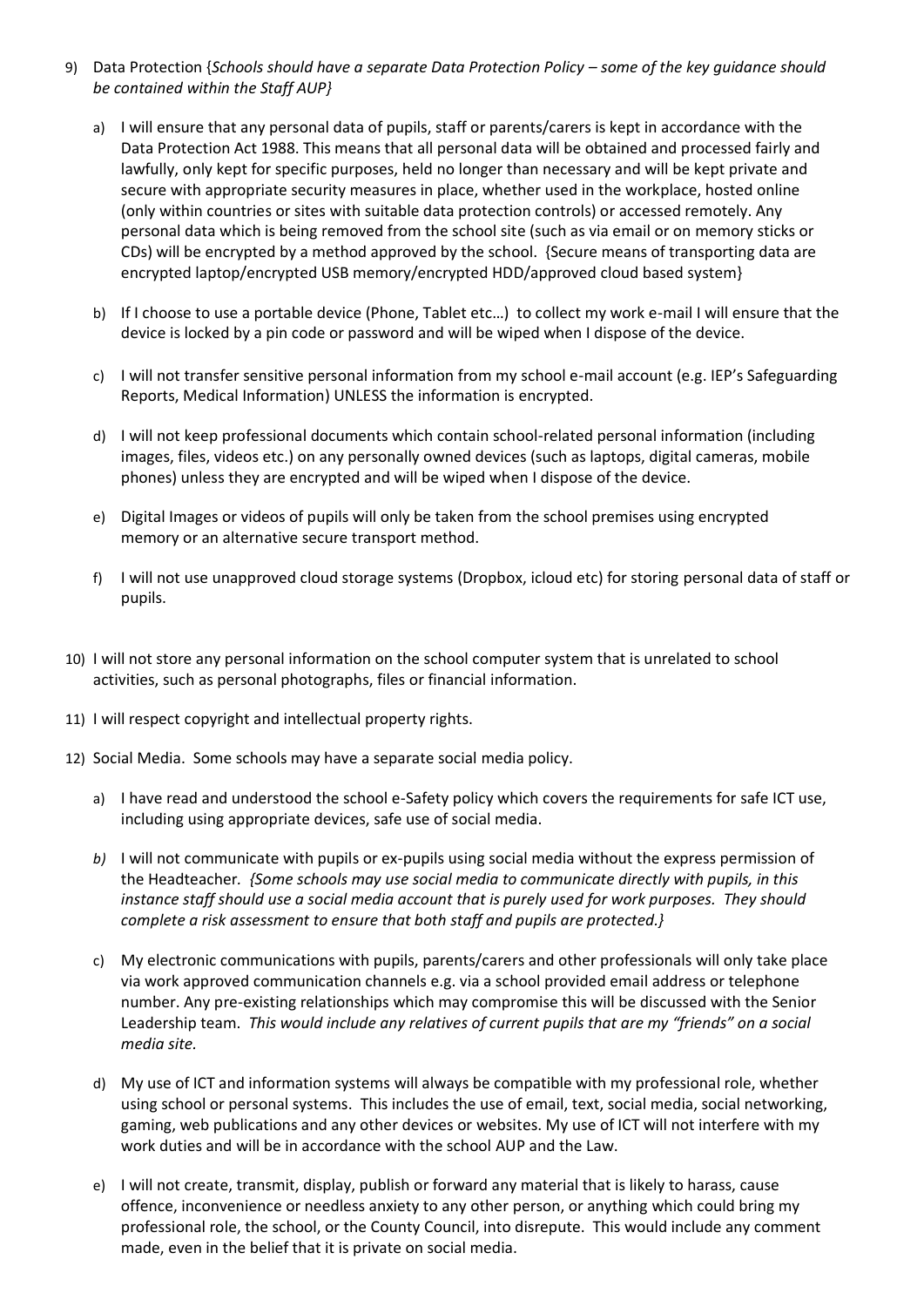9) Data Protection {*Schools should have a separate Data Protection Policy – some of the key guidance should be contained within the Staff AUP}*

   a) I will ensure that any personal data of pupils, staff or parents/carers is kept in accordance with the Data Protection Act 1988. This means that all personal data will be obtained and processed fairly and lawfully, only kept for specific purposes, held no longer than necessary and will be kept private and secure with appropriate security measures in place, whether used in the workplace, hosted online (only within countries or sites with suitable data protection controls) or accessed remotely. Any personal data which is being removed from the school site (such as via email or on memory sticks or CDs) will be encrypted by a method approved by the school. {Secure means of transporting data are encrypted laptop/encrypted USB memory/encrypted HDD/approved cloud based system}

   b) If I choose to use a portable device (Phone, Tablet etc…) to collect my work e-mail I will ensure that the device is locked by a pin code or password and will be wiped when I dispose of the device.

   c) I will not transfer sensitive personal information from my school e-mail account (e.g. IEP's Safeguarding Reports, Medical Information) UNLESS the information is encrypted.

   d) I will not keep professional documents which contain school-related personal information (including images, files, videos etc.) on any personally owned devices (such as laptops, digital cameras, mobile phones) unless they are encrypted and will be wiped when I dispose of the device.

   e) Digital Images or videos of pupils will only be taken from the school premises using encrypted memory or an alternative secure transport method.

   f) I will not use unapproved cloud storage systems (Dropbox, icloud etc) for storing personal data of staff or pupils.

10) I will not store any personal information on the school computer system that is unrelated to school activities, such as personal photographs, files or financial information.

11) I will respect copyright and intellectual property rights.

12) Social Media. Some schools may have a separate social media policy.

   a) I have read and understood the school e-Safety policy which covers the requirements for safe ICT use, including using appropriate devices, safe use of social media.

   *b)* I will not communicate with pupils or ex-pupils using social media without the express permission of the Headteacher. *{Some schools may use social media to communicate directly with pupils, in this instance staff should use a social media account that is purely used for work purposes. They should complete a risk assessment to ensure that both staff and pupils are protected.}*

   c) My electronic communications with pupils, parents/carers and other professionals will only take place via work approved communication channels e.g. via a school provided email address or telephone number. Any pre-existing relationships which may compromise this will be discussed with the Senior Leadership team. *This would include any relatives of current pupils that are my "friends" on a social media site.*

   d) My use of ICT and information systems will always be compatible with my professional role, whether using school or personal systems. This includes the use of email, text, social media, social networking, gaming, web publications and any other devices or websites. My use of ICT will not interfere with my work duties and will be in accordance with the school AUP and the Law.

   e) I will not create, transmit, display, publish or forward any material that is likely to harass, cause offence, inconvenience or needless anxiety to any other person, or anything which could bring my professional role, the school, or the County Council, into disrepute. This would include any comment made, even in the belief that it is private on social media.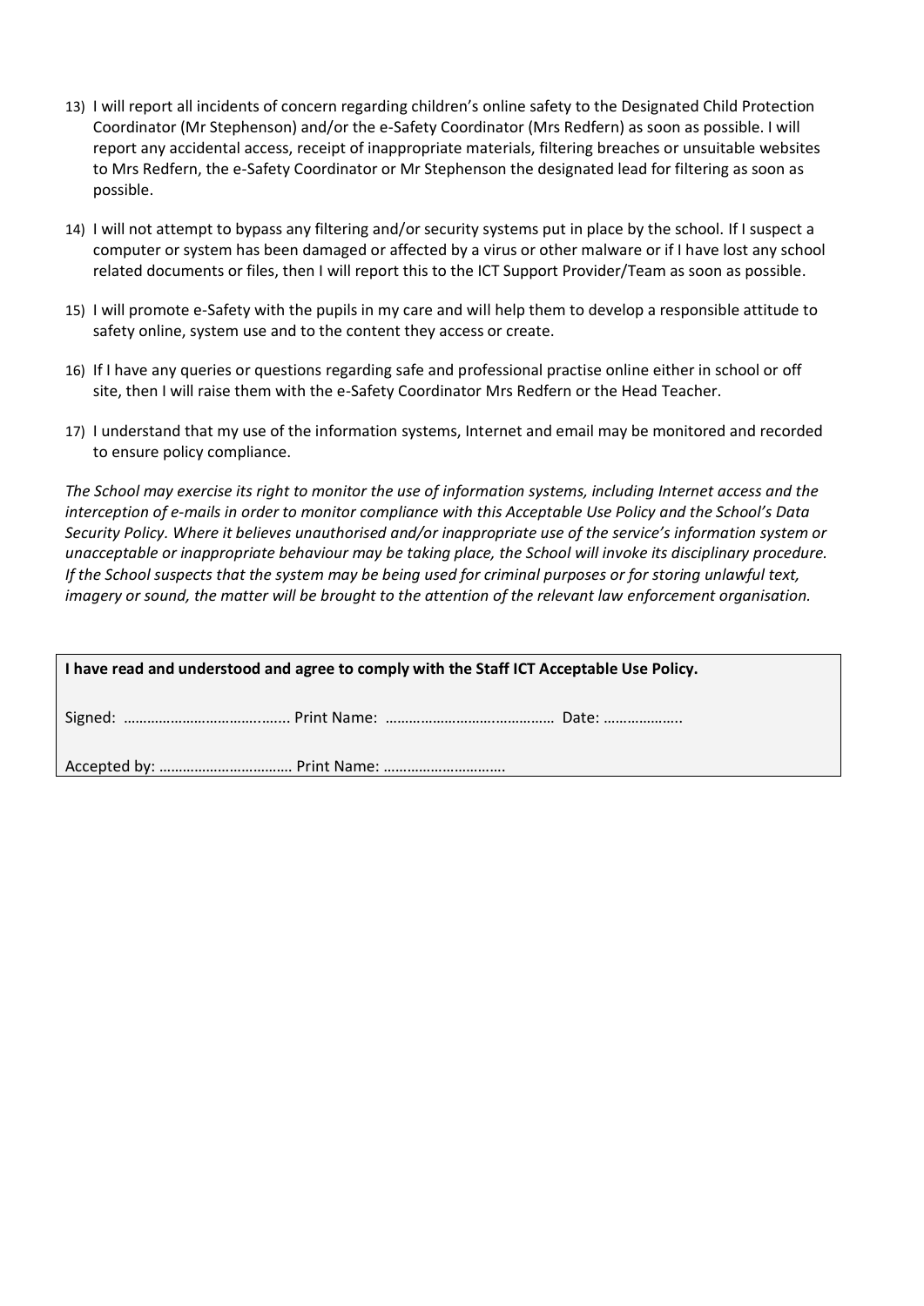13) I will report all incidents of concern regarding children's online safety to the Designated Child Protection Coordinator (Mr Stephenson) and/or the e-Safety Coordinator (Mrs Redfern) as soon as possible. I will report any accidental access, receipt of inappropriate materials, filtering breaches or unsuitable websites to Mrs Redfern, the e-Safety Coordinator or Mr Stephenson the designated lead for filtering as soon as possible.

14) I will not attempt to bypass any filtering and/or security systems put in place by the school. If I suspect a computer or system has been damaged or affected by a virus or other malware or if I have lost any school related documents or files, then I will report this to the ICT Support Provider/Team as soon as possible.

15) I will promote e-Safety with the pupils in my care and will help them to develop a responsible attitude to safety online, system use and to the content they access or create.

16) If I have any queries or questions regarding safe and professional practise online either in school or off site, then I will raise them with the e-Safety Coordinator Mrs Redfern or the Head Teacher.

17) I understand that my use of the information systems, Internet and email may be monitored and recorded to ensure policy compliance.

*The School may exercise its right to monitor the use of information systems, including Internet access and the interception of e-mails in order to monitor compliance with this Acceptable Use Policy and the School's Data Security Policy. Where it believes unauthorised and/or inappropriate use of the service's information system or unacceptable or inappropriate behaviour may be taking place, the School will invoke its disciplinary procedure. If the School suspects that the system may be being used for criminal purposes or for storing unlawful text, imagery or sound, the matter will be brought to the attention of the relevant law enforcement organisation.*

**I have read and understood and agree to comply with the Staff ICT Acceptable Use Policy.**

Signed: ………………………………….. Print Name: ……………………………………… Date: ………………..

Accepted by: …………………………… Print Name: ………………………….